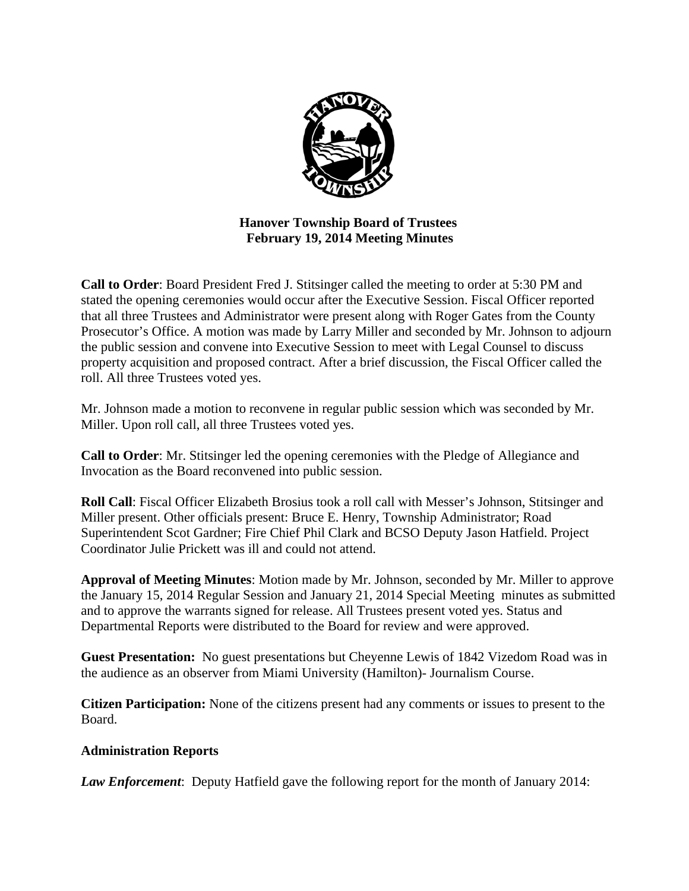**Hanover Township Board of Trustees**
**February 19, 2014 Meeting Minutes**

**Call to Order**: Board President Fred J. Stitsinger called the meeting to order at 5:30 PM and stated the opening ceremonies would occur after the Executive Session. Fiscal Officer reported that all three Trustees and Administrator were present along with Roger Gates from the County Prosecutor's Office. A motion was made by Larry Miller and seconded by Mr. Johnson to adjourn the public session and convene into Executive Session to meet with Legal Counsel to discuss property acquisition and proposed contract. After a brief discussion, the Fiscal Officer called the roll. All three Trustees voted yes.

Mr. Johnson made a motion to reconvene in regular public session which was seconded by Mr. Miller. Upon roll call, all three Trustees voted yes.

**Call to Order**: Mr. Stitsinger led the opening ceremonies with the Pledge of Allegiance and Invocation as the Board reconvened into public session.

**Roll Call**: Fiscal Officer Elizabeth Brosius took a roll call with Messer's Johnson, Stitsinger and Miller present. Other officials present: Bruce E. Henry, Township Administrator; Road Superintendent Scot Gardner; Fire Chief Phil Clark and BCSO Deputy Jason Hatfield. Project Coordinator Julie Prickett was ill and could not attend.

**Approval of Meeting Minutes**: Motion made by Mr. Johnson, seconded by Mr. Miller to approve the January 15, 2014 Regular Session and January 21, 2014 Special Meeting minutes as submitted and to approve the warrants signed for release. All Trustees present voted yes. Status and Departmental Reports were distributed to the Board for review and were approved.

**Guest Presentation:** No guest presentations but Cheyenne Lewis of 1842 Vizedom Road was in the audience as an observer from Miami University (Hamilton)- Journalism Course.

**Citizen Participation:** None of the citizens present had any comments or issues to present to the Board.

**Administration Reports**

***Law Enforcement***: Deputy Hatfield gave the following report for the month of January 2014: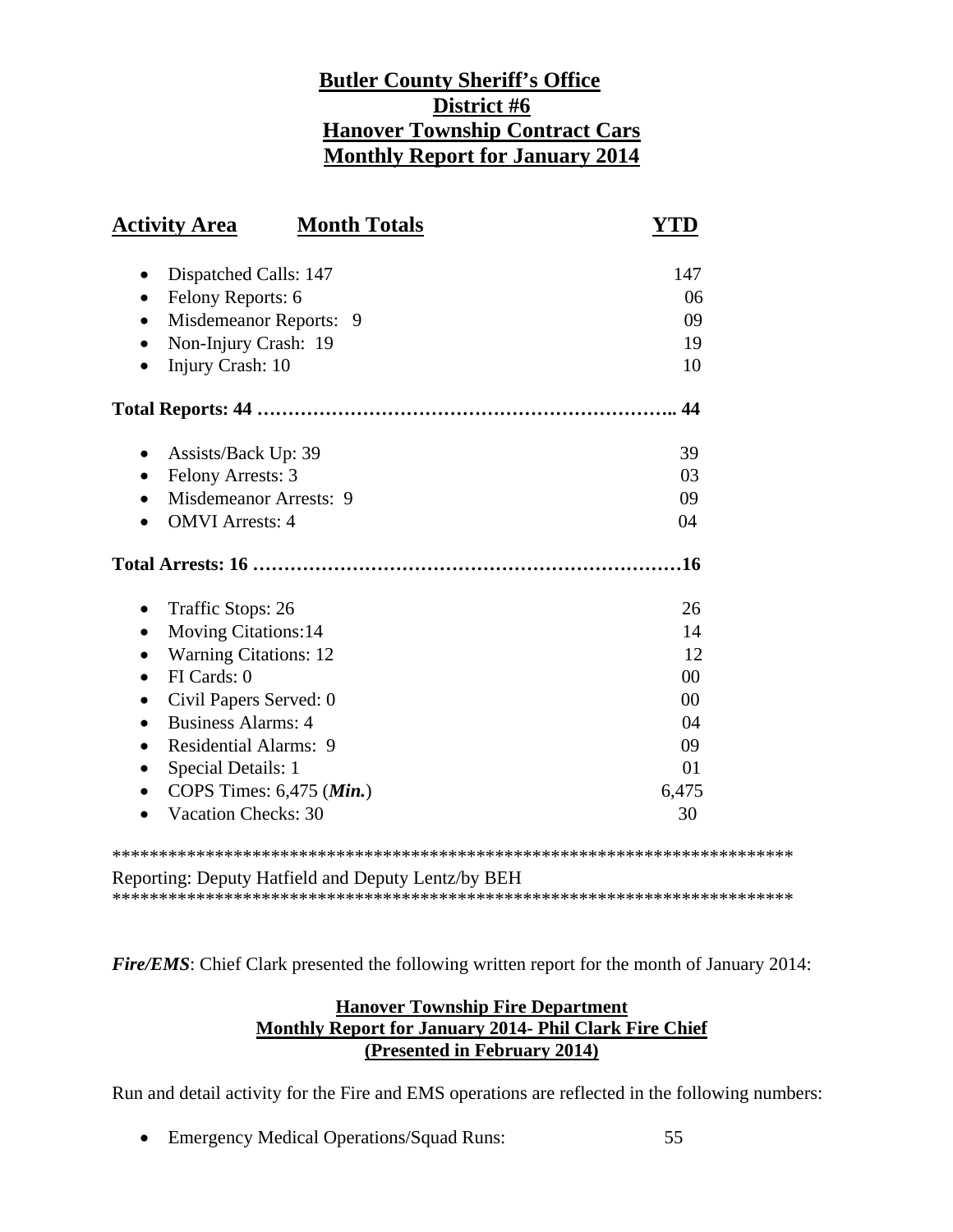**Butler County Sheriff's Office**
**District #6**
**Hanover Township Contract Cars**
**Monthly Report for January 2014**

| Activity Area / Month Totals | YTD |
|---|---|
| • Dispatched Calls: 147 | 147 |
| • Felony Reports: 6 | 06 |
| • Misdemeanor Reports: 9 | 09 |
| • Non-Injury Crash: 19 | 19 |
| • Injury Crash: 10 | 10 |
| **Total Reports: 44** | **44** |
| • Assists/Back Up: 39 | 39 |
| • Felony Arrests: 3 | 03 |
| • Misdemeanor Arrests: 9 | 09 |
| • OMVI Arrests: 4 | 04 |
| **Total Arrests: 16** | **16** |
| • Traffic Stops: 26 | 26 |
| • Moving Citations:14 | 14 |
| • Warning Citations: 12 | 12 |
| • FI Cards: 0 | 00 |
| • Civil Papers Served: 0 | 00 |
| • Business Alarms: 4 | 04 |
| • Residential Alarms: 9 | 09 |
| • Special Details: 1 | 01 |
| • COPS Times: 6,475 (***Min.***) | 6,475 |
| • Vacation Checks: 30 | 30 |

***************************************************************************
Reporting: Deputy Hatfield and Deputy Lentz/by BEH
***************************************************************************

***Fire/EMS***: Chief Clark presented the following written report for the month of January 2014:

**Hanover Township Fire Department**
**Monthly Report for January 2014- Phil Clark Fire Chief**
**(Presented in February 2014)**

Run and detail activity for the Fire and EMS operations are reflected in the following numbers:

- Emergency Medical Operations/Squad Runs: 55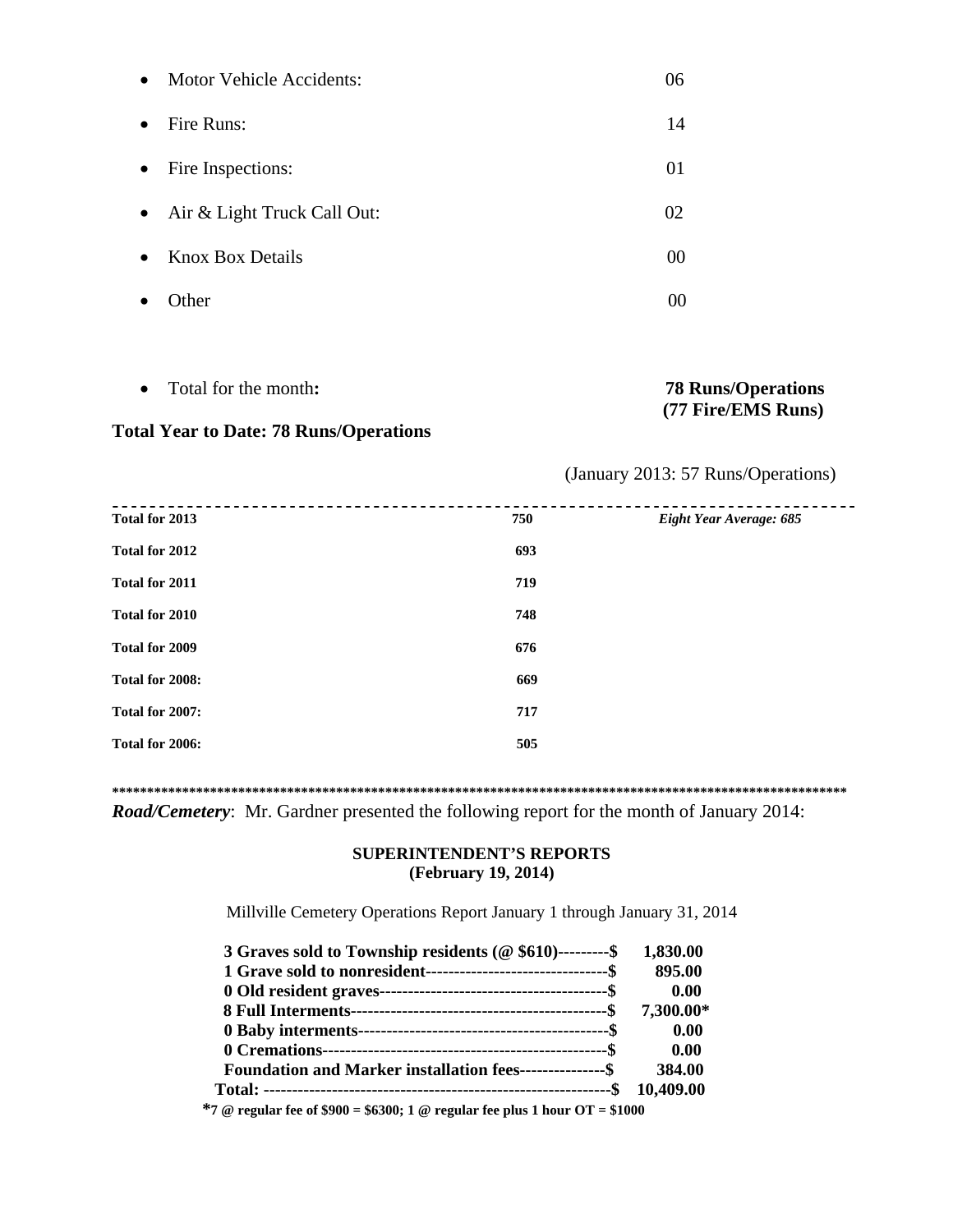- Motor Vehicle Accidents: 06
- Fire Runs: 14
- Fire Inspections: 01
- Air & Light Truck Call Out: 02
- Knox Box Details 00
- Other 00

- Total for the month**:** **78 Runs/Operations (77 Fire/EMS Runs)**

**Total Year to Date: 78 Runs/Operations**

(January 2013: 57 Runs/Operations)

---

| | | |
|---|---|---|
| **Total for 2013** | **750** | ***Eight Year Average: 685*** |
| **Total for 2012** | **693** | |
| **Total for 2011** | **719** | |
| **Total for 2010** | **748** | |
| **Total for 2009** | **676** | |
| **Total for 2008:** | **669** | |
| **Total for 2007:** | **717** | |
| **Total for 2006:** | **505** | |

*****************************************************************************************************

***Road/Cemetery***: Mr. Gardner presented the following report for the month of January 2014:

**SUPERINTENDENT'S REPORTS**
**(February 19, 2014)**

Millville Cemetery Operations Report January 1 through January 31, 2014

| | |
|---|---|
| **3 Graves sold to Township residents (@ $610)---------$** | **1,830.00** |
| **1 Grave sold to nonresident--------------------------------$** | **895.00** |
| **0 Old resident graves----------------------------------------$** | **0.00** |
| **8 Full Interments---------------------------------------------$** | **7,300.00*** |
| **0 Baby interments-------------------------------------------$** | **0.00** |
| **0 Cremations-------------------------------------------------$** | **0.00** |
| **Foundation and Marker installation fees---------------$** | **384.00** |
| **Total: -------------------------------------------------------------$** | **10,409.00** |

**\*7 @ regular fee of $900 = $6300; 1 @ regular fee plus 1 hour OT = $1000**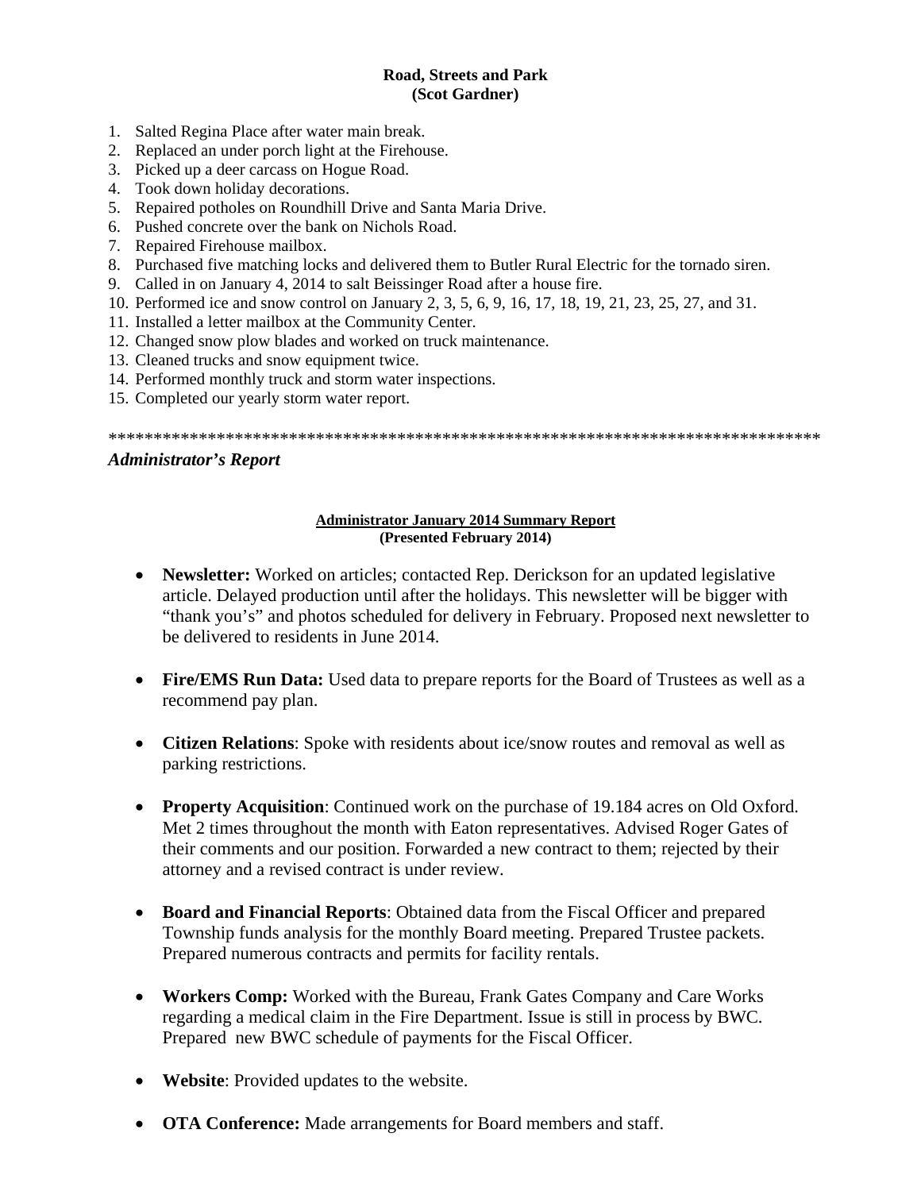**Road, Streets and Park**
**(Scot Gardner)**

1. Salted Regina Place after water main break.
2. Replaced an under porch light at the Firehouse.
3. Picked up a deer carcass on Hogue Road.
4. Took down holiday decorations.
5. Repaired potholes on Roundhill Drive and Santa Maria Drive.
6. Pushed concrete over the bank on Nichols Road.
7. Repaired Firehouse mailbox.
8. Purchased five matching locks and delivered them to Butler Rural Electric for the tornado siren.
9. Called in on January 4, 2014 to salt Beissinger Road after a house fire.
10. Performed ice and snow control on January 2, 3, 5, 6, 9, 16, 17, 18, 19, 21, 23, 25, 27, and 31.
11. Installed a letter mailbox at the Community Center.
12. Changed snow plow blades and worked on truck maintenance.
13. Cleaned trucks and snow equipment twice.
14. Performed monthly truck and storm water inspections.
15. Completed our yearly storm water report.

*******************************************************************************

***Administrator's Report***

**Administrator January 2014 Summary Report**
**(Presented February 2014)**

- **Newsletter:** Worked on articles; contacted Rep. Derickson for an updated legislative article. Delayed production until after the holidays. This newsletter will be bigger with "thank you's" and photos scheduled for delivery in February. Proposed next newsletter to be delivered to residents in June 2014.

- **Fire/EMS Run Data:** Used data to prepare reports for the Board of Trustees as well as a recommend pay plan.

- **Citizen Relations**: Spoke with residents about ice/snow routes and removal as well as parking restrictions.

- **Property Acquisition**: Continued work on the purchase of 19.184 acres on Old Oxford. Met 2 times throughout the month with Eaton representatives. Advised Roger Gates of their comments and our position. Forwarded a new contract to them; rejected by their attorney and a revised contract is under review.

- **Board and Financial Reports**: Obtained data from the Fiscal Officer and prepared Township funds analysis for the monthly Board meeting. Prepared Trustee packets. Prepared numerous contracts and permits for facility rentals.

- **Workers Comp:** Worked with the Bureau, Frank Gates Company and Care Works regarding a medical claim in the Fire Department. Issue is still in process by BWC. Prepared new BWC schedule of payments for the Fiscal Officer.

- **Website**: Provided updates to the website.

- **OTA Conference:** Made arrangements for Board members and staff.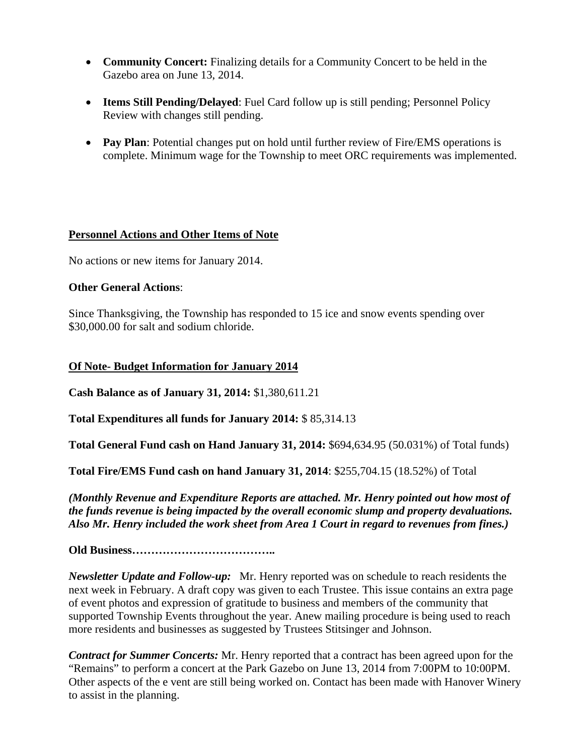- **Community Concert:** Finalizing details for a Community Concert to be held in the Gazebo area on June 13, 2014.

- **Items Still Pending/Delayed**: Fuel Card follow up is still pending; Personnel Policy Review with changes still pending.

- **Pay Plan**: Potential changes put on hold until further review of Fire/EMS operations is complete. Minimum wage for the Township to meet ORC requirements was implemented.

**<u>Personnel Actions and Other Items of Note</u>**

No actions or new items for January 2014.

**Other General Actions**:

Since Thanksgiving, the Township has responded to 15 ice and snow events spending over $30,000.00 for salt and sodium chloride.

**<u>Of Note- Budget Information for January 2014</u>**

**Cash Balance as of January 31, 2014:** $1,380,611.21

**Total Expenditures all funds for January 2014:** $ 85,314.13

**Total General Fund cash on Hand January 31, 2014:** $694,634.95 (50.031%) of Total funds)

**Total Fire/EMS Fund cash on hand January 31, 2014**: $255,704.15 (18.52%) of Total

***(Monthly Revenue and Expenditure Reports are attached. Mr. Henry pointed out how most of the funds revenue is being impacted by the overall economic slump and property devaluations. Also Mr. Henry included the work sheet from Area 1 Court in regard to revenues from fines.)***

**Old Business………………………………..**

***Newsletter Update and Follow-up:*** Mr. Henry reported was on schedule to reach residents the next week in February. A draft copy was given to each Trustee. This issue contains an extra page of event photos and expression of gratitude to business and members of the community that supported Township Events throughout the year. Anew mailing procedure is being used to reach more residents and businesses as suggested by Trustees Stitsinger and Johnson.

***Contract for Summer Concerts:*** Mr. Henry reported that a contract has been agreed upon for the "Remains" to perform a concert at the Park Gazebo on June 13, 2014 from 7:00PM to 10:00PM. Other aspects of the e vent are still being worked on. Contact has been made with Hanover Winery to assist in the planning.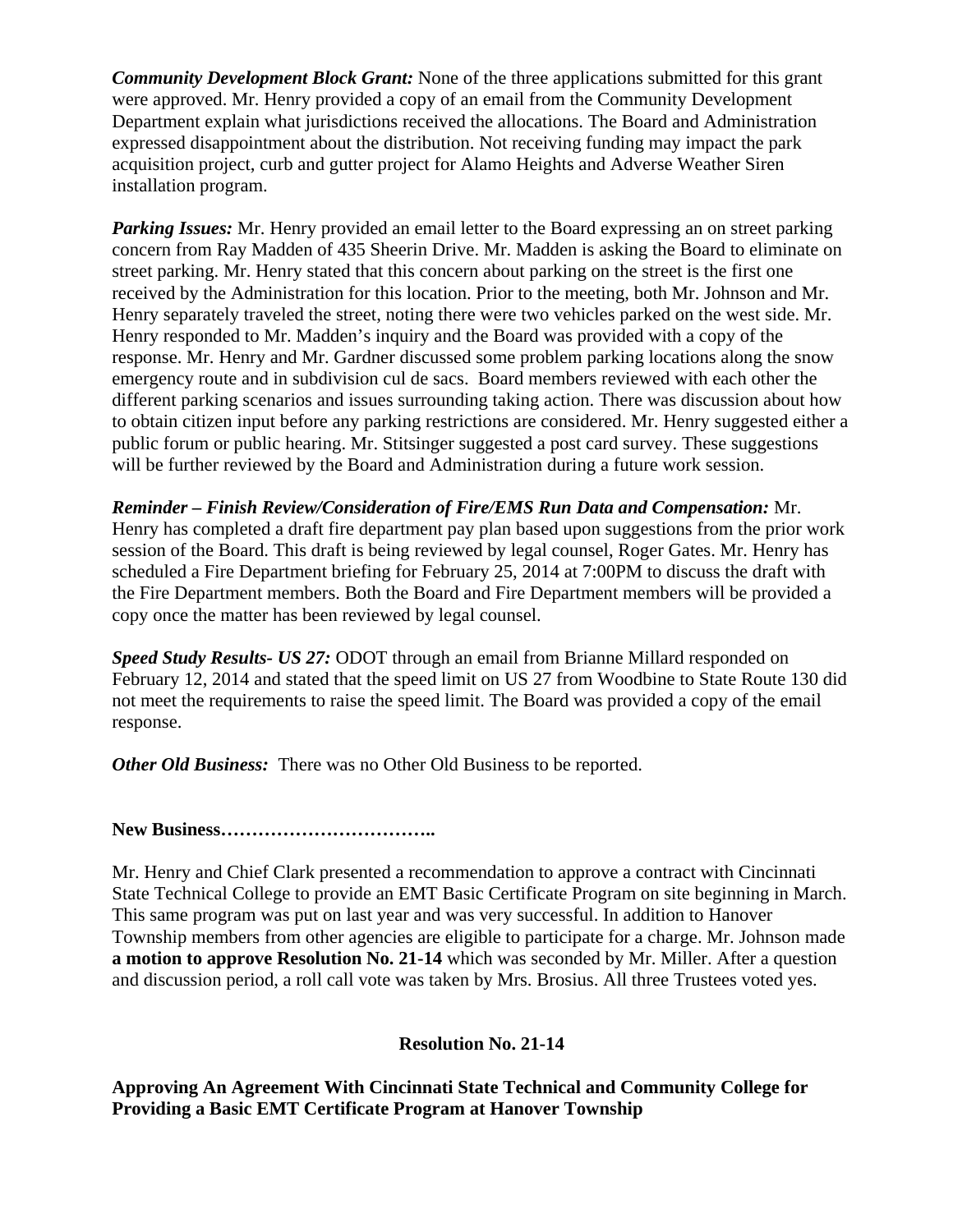***Community Development Block Grant:*** None of the three applications submitted for this grant were approved. Mr. Henry provided a copy of an email from the Community Development Department explain what jurisdictions received the allocations. The Board and Administration expressed disappointment about the distribution. Not receiving funding may impact the park acquisition project, curb and gutter project for Alamo Heights and Adverse Weather Siren installation program.

***Parking Issues:*** Mr. Henry provided an email letter to the Board expressing an on street parking concern from Ray Madden of 435 Sheerin Drive. Mr. Madden is asking the Board to eliminate on street parking. Mr. Henry stated that this concern about parking on the street is the first one received by the Administration for this location. Prior to the meeting, both Mr. Johnson and Mr. Henry separately traveled the street, noting there were two vehicles parked on the west side. Mr. Henry responded to Mr. Madden's inquiry and the Board was provided with a copy of the response. Mr. Henry and Mr. Gardner discussed some problem parking locations along the snow emergency route and in subdivision cul de sacs. Board members reviewed with each other the different parking scenarios and issues surrounding taking action. There was discussion about how to obtain citizen input before any parking restrictions are considered. Mr. Henry suggested either a public forum or public hearing. Mr. Stitsinger suggested a post card survey. These suggestions will be further reviewed by the Board and Administration during a future work session.

***Reminder – Finish Review/Consideration of Fire/EMS Run Data and Compensation:*** Mr. Henry has completed a draft fire department pay plan based upon suggestions from the prior work session of the Board. This draft is being reviewed by legal counsel, Roger Gates. Mr. Henry has scheduled a Fire Department briefing for February 25, 2014 at 7:00PM to discuss the draft with the Fire Department members. Both the Board and Fire Department members will be provided a copy once the matter has been reviewed by legal counsel.

***Speed Study Results- US 27:*** ODOT through an email from Brianne Millard responded on February 12, 2014 and stated that the speed limit on US 27 from Woodbine to State Route 130 did not meet the requirements to raise the speed limit. The Board was provided a copy of the email response.

***Other Old Business:*** There was no Other Old Business to be reported.

**New Business……………………………..**

Mr. Henry and Chief Clark presented a recommendation to approve a contract with Cincinnati State Technical College to provide an EMT Basic Certificate Program on site beginning in March. This same program was put on last year and was very successful. In addition to Hanover Township members from other agencies are eligible to participate for a charge. Mr. Johnson made **a motion to approve Resolution No. 21-14** which was seconded by Mr. Miller. After a question and discussion period, a roll call vote was taken by Mrs. Brosius. All three Trustees voted yes.

**Resolution No. 21-14**

**Approving An Agreement With Cincinnati State Technical and Community College for Providing a Basic EMT Certificate Program at Hanover Township**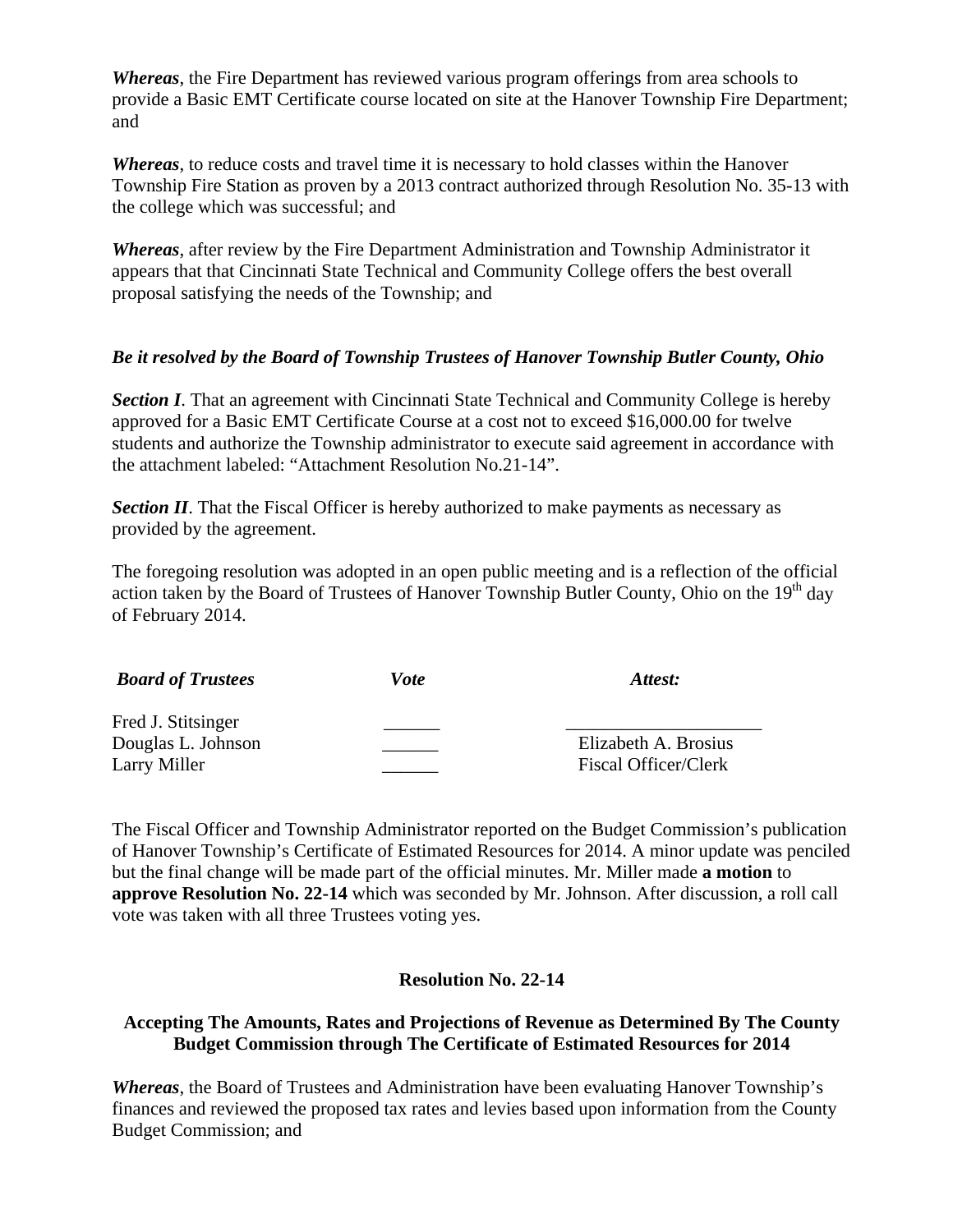***Whereas***, the Fire Department has reviewed various program offerings from area schools to provide a Basic EMT Certificate course located on site at the Hanover Township Fire Department; and

***Whereas***, to reduce costs and travel time it is necessary to hold classes within the Hanover Township Fire Station as proven by a 2013 contract authorized through Resolution No. 35-13 with the college which was successful; and

***Whereas***, after review by the Fire Department Administration and Township Administrator it appears that that Cincinnati State Technical and Community College offers the best overall proposal satisfying the needs of the Township; and

***Be it resolved by the Board of Township Trustees of Hanover Township Butler County, Ohio***

***Section I***. That an agreement with Cincinnati State Technical and Community College is hereby approved for a Basic EMT Certificate Course at a cost not to exceed $16,000.00 for twelve students and authorize the Township administrator to execute said agreement in accordance with the attachment labeled: "Attachment Resolution No.21-14".

***Section II***. That the Fiscal Officer is hereby authorized to make payments as necessary as provided by the agreement.

The foregoing resolution was adopted in an open public meeting and is a reflection of the official action taken by the Board of Trustees of Hanover Township Butler County, Ohio on the 19th day of February 2014.

| ***Board of Trustees*** | ***Vote*** | ***Attest:*** |
|---|---|---|
| Fred J. Stitsinger | ______ | _____________________ |
| Douglas L. Johnson | ______ | Elizabeth A. Brosius |
| Larry Miller | ______ | Fiscal Officer/Clerk |

The Fiscal Officer and Township Administrator reported on the Budget Commission's publication of Hanover Township's Certificate of Estimated Resources for 2014. A minor update was penciled but the final change will be made part of the official minutes. Mr. Miller made **a motion** to **approve Resolution No. 22-14** which was seconded by Mr. Johnson. After discussion, a roll call vote was taken with all three Trustees voting yes.

**Resolution No. 22-14**

**Accepting The Amounts, Rates and Projections of Revenue as Determined By The County Budget Commission through The Certificate of Estimated Resources for 2014**

***Whereas***, the Board of Trustees and Administration have been evaluating Hanover Township's finances and reviewed the proposed tax rates and levies based upon information from the County Budget Commission; and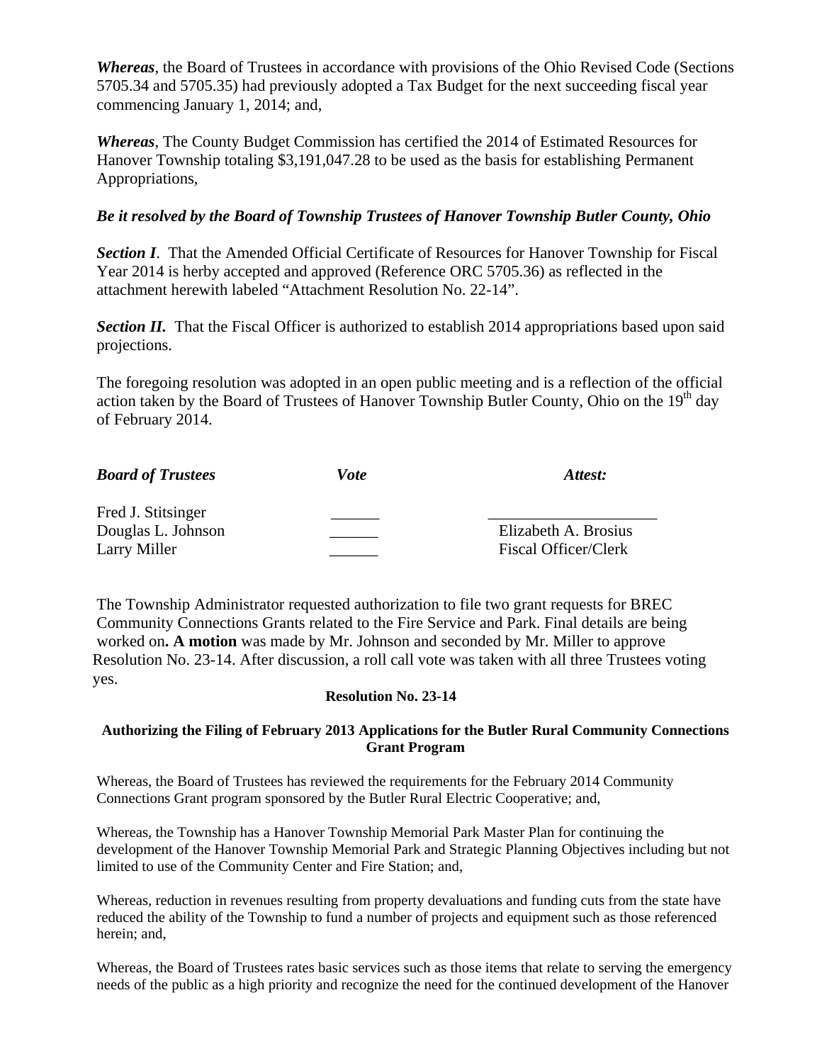*Whereas*, the Board of Trustees in accordance with provisions of the Ohio Revised Code (Sections 5705.34 and 5705.35) had previously adopted a Tax Budget for the next succeeding fiscal year commencing January 1, 2014; and,

*Whereas*, The County Budget Commission has certified the 2014 of Estimated Resources for Hanover Township totaling $3,191,047.28 to be used as the basis for establishing Permanent Appropriations,

***Be it resolved by the Board of Township Trustees of Hanover Township Butler County, Ohio***

***Section I***. That the Amended Official Certificate of Resources for Hanover Township for Fiscal Year 2014 is herby accepted and approved (Reference ORC 5705.36) as reflected in the attachment herewith labeled "Attachment Resolution No. 22-14".

***Section II.*** That the Fiscal Officer is authorized to establish 2014 appropriations based upon said projections.

The foregoing resolution was adopted in an open public meeting and is a reflection of the official action taken by the Board of Trustees of Hanover Township Butler County, Ohio on the 19th day of February 2014.

| ***Board of Trustees*** | ***Vote*** | ***Attest:*** |
|---|---|---|
| Fred J. Stitsinger | ______ | _____________________ |
| Douglas L. Johnson | ______ | Elizabeth A. Brosius |
| Larry Miller | ______ | Fiscal Officer/Clerk |

The Township Administrator requested authorization to file two grant requests for BREC Community Connections Grants related to the Fire Service and Park. Final details are being worked on**. A motion** was made by Mr. Johnson and seconded by Mr. Miller to approve Resolution No. 23-14. After discussion, a roll call vote was taken with all three Trustees voting yes.

**Resolution No. 23-14**

**Authorizing the Filing of February 2013 Applications for the Butler Rural Community Connections Grant Program**

Whereas, the Board of Trustees has reviewed the requirements for the February 2014 Community Connections Grant program sponsored by the Butler Rural Electric Cooperative; and,

Whereas, the Township has a Hanover Township Memorial Park Master Plan for continuing the development of the Hanover Township Memorial Park and Strategic Planning Objectives including but not limited to use of the Community Center and Fire Station; and,

Whereas, reduction in revenues resulting from property devaluations and funding cuts from the state have reduced the ability of the Township to fund a number of projects and equipment such as those referenced herein; and,

Whereas, the Board of Trustees rates basic services such as those items that relate to serving the emergency needs of the public as a high priority and recognize the need for the continued development of the Hanover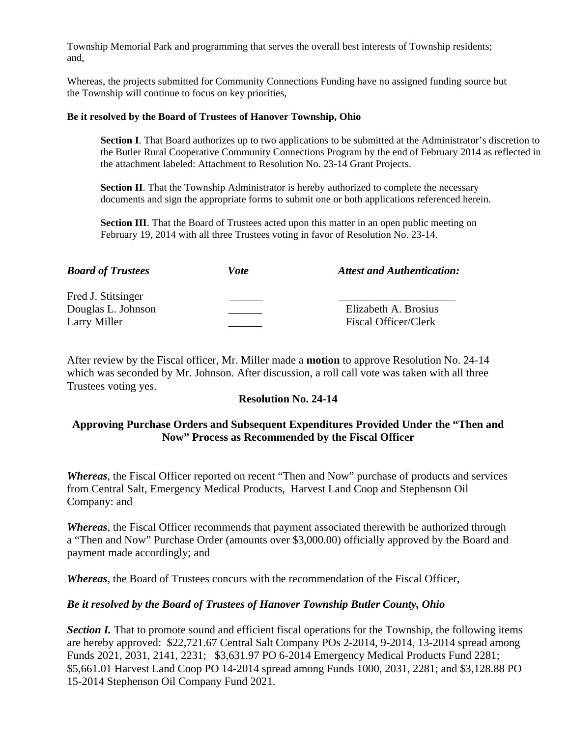Township Memorial Park and programming that serves the overall best interests of Township residents; and,

Whereas, the projects submitted for Community Connections Funding have no assigned funding source but the Township will continue to focus on key priorities,

**Be it resolved by the Board of Trustees of Hanover Township, Ohio**

**Section I**. That Board authorizes up to two applications to be submitted at the Administrator's discretion to the Butler Rural Cooperative Community Connections Program by the end of February 2014 as reflected in the attachment labeled: Attachment to Resolution No. 23-14 Grant Projects.

**Section II**. That the Township Administrator is hereby authorized to complete the necessary documents and sign the appropriate forms to submit one or both applications referenced herein.

**Section III**. That the Board of Trustees acted upon this matter in an open public meeting on February 19, 2014 with all three Trustees voting in favor of Resolution No. 23-14.

| ***Board of Trustees*** | ***Vote*** | ***Attest and Authentication:*** |
|---|---|---|
| Fred J. Stitsinger | ______ | ____________________ |
| Douglas L. Johnson | ______ | Elizabeth A. Brosius |
| Larry Miller | ______ | Fiscal Officer/Clerk |

After review by the Fiscal officer, Mr. Miller made a **motion** to approve Resolution No. 24-14 which was seconded by Mr. Johnson. After discussion, a roll call vote was taken with all three Trustees voting yes.

**Resolution No. 24-14**

**Approving Purchase Orders and Subsequent Expenditures Provided Under the "Then and Now" Process as Recommended by the Fiscal Officer**

***Whereas***, the Fiscal Officer reported on recent "Then and Now" purchase of products and services from Central Salt, Emergency Medical Products, Harvest Land Coop and Stephenson Oil Company: and

***Whereas***, the Fiscal Officer recommends that payment associated therewith be authorized through a "Then and Now" Purchase Order (amounts over $3,000.00) officially approved by the Board and payment made accordingly; and

***Whereas***, the Board of Trustees concurs with the recommendation of the Fiscal Officer,

***Be it resolved by the Board of Trustees of Hanover Township Butler County, Ohio***

***Section I.*** That to promote sound and efficient fiscal operations for the Township, the following items are hereby approved: $22,721.67 Central Salt Company POs 2-2014, 9-2014, 13-2014 spread among Funds 2021, 2031, 2141, 2231; $3,631.97 PO 6-2014 Emergency Medical Products Fund 2281; $5,661.01 Harvest Land Coop PO 14-2014 spread among Funds 1000, 2031, 2281; and $3,128.88 PO 15-2014 Stephenson Oil Company Fund 2021.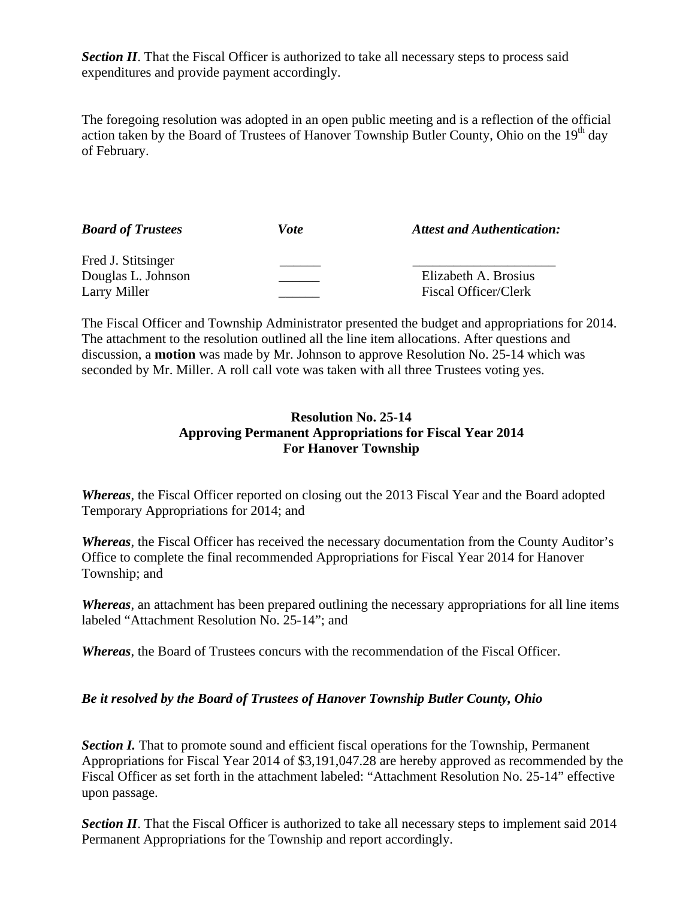***Section II***. That the Fiscal Officer is authorized to take all necessary steps to process said expenditures and provide payment accordingly.

The foregoing resolution was adopted in an open public meeting and is a reflection of the official action taken by the Board of Trustees of Hanover Township Butler County, Ohio on the 19th day of February.

| ***Board of Trustees*** | ***Vote*** | ***Attest and Authentication:*** |
|---|---|---|
| Fred J. Stitsinger | ______ | ____________________ |
| Douglas L. Johnson | ______ | Elizabeth A. Brosius |
| Larry Miller | ______ | Fiscal Officer/Clerk |

The Fiscal Officer and Township Administrator presented the budget and appropriations for 2014. The attachment to the resolution outlined all the line item allocations. After questions and discussion, a **motion** was made by Mr. Johnson to approve Resolution No. 25-14 which was seconded by Mr. Miller. A roll call vote was taken with all three Trustees voting yes.

**Resolution No. 25-14**
**Approving Permanent Appropriations for Fiscal Year 2014**
**For Hanover Township**

***Whereas***, the Fiscal Officer reported on closing out the 2013 Fiscal Year and the Board adopted Temporary Appropriations for 2014; and

***Whereas***, the Fiscal Officer has received the necessary documentation from the County Auditor's Office to complete the final recommended Appropriations for Fiscal Year 2014 for Hanover Township; and

***Whereas***, an attachment has been prepared outlining the necessary appropriations for all line items labeled "Attachment Resolution No. 25-14"; and

***Whereas***, the Board of Trustees concurs with the recommendation of the Fiscal Officer.

***Be it resolved by the Board of Trustees of Hanover Township Butler County, Ohio***

***Section I.*** That to promote sound and efficient fiscal operations for the Township, Permanent Appropriations for Fiscal Year 2014 of $3,191,047.28 are hereby approved as recommended by the Fiscal Officer as set forth in the attachment labeled: "Attachment Resolution No. 25-14" effective upon passage.

***Section II***. That the Fiscal Officer is authorized to take all necessary steps to implement said 2014 Permanent Appropriations for the Township and report accordingly.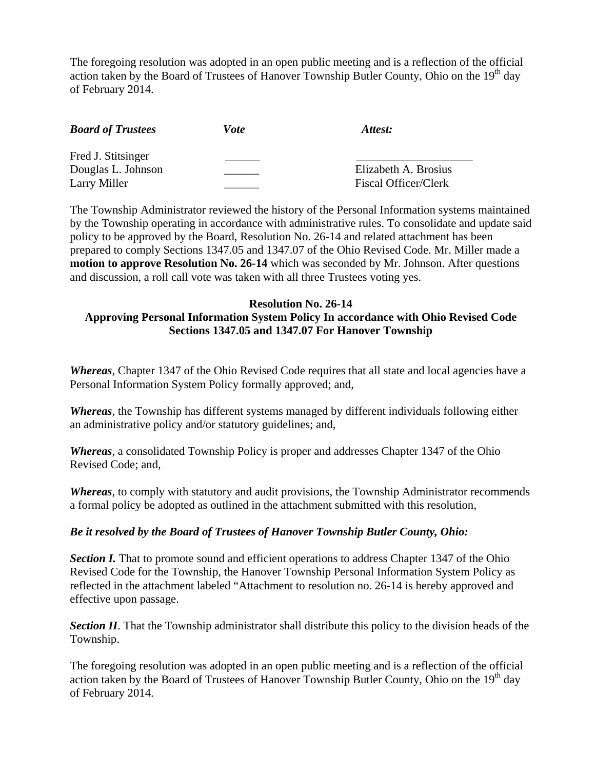The foregoing resolution was adopted in an open public meeting and is a reflection of the official action taken by the Board of Trustees of Hanover Township Butler County, Ohio on the 19th day of February 2014.

| ***Board of Trustees*** | ***Vote*** | ***Attest:*** |
|---|---|---|
| Fred J. Stitsinger | ______ | ____________________ |
| Douglas L. Johnson | ______ | Elizabeth A. Brosius |
| Larry Miller | ______ | Fiscal Officer/Clerk |

The Township Administrator reviewed the history of the Personal Information systems maintained by the Township operating in accordance with administrative rules. To consolidate and update said policy to be approved by the Board, Resolution No. 26-14 and related attachment has been prepared to comply Sections 1347.05 and 1347.07 of the Ohio Revised Code. Mr. Miller made a **motion to approve Resolution No. 26-14** which was seconded by Mr. Johnson. After questions and discussion, a roll call vote was taken with all three Trustees voting yes.

**Resolution No. 26-14**
**Approving Personal Information System Policy In accordance with Ohio Revised Code Sections 1347.05 and 1347.07 For Hanover Township**

***Whereas***, Chapter 1347 of the Ohio Revised Code requires that all state and local agencies have a Personal Information System Policy formally approved; and,

***Whereas***, the Township has different systems managed by different individuals following either an administrative policy and/or statutory guidelines; and,

***Whereas***, a consolidated Township Policy is proper and addresses Chapter 1347 of the Ohio Revised Code; and,

***Whereas***, to comply with statutory and audit provisions, the Township Administrator recommends a formal policy be adopted as outlined in the attachment submitted with this resolution,

***Be it resolved by the Board of Trustees of Hanover Township Butler County, Ohio:***

***Section I.*** That to promote sound and efficient operations to address Chapter 1347 of the Ohio Revised Code for the Township, the Hanover Township Personal Information System Policy as reflected in the attachment labeled "Attachment to resolution no. 26-14 is hereby approved and effective upon passage.

***Section II***. That the Township administrator shall distribute this policy to the division heads of the Township.

The foregoing resolution was adopted in an open public meeting and is a reflection of the official action taken by the Board of Trustees of Hanover Township Butler County, Ohio on the 19th day of February 2014.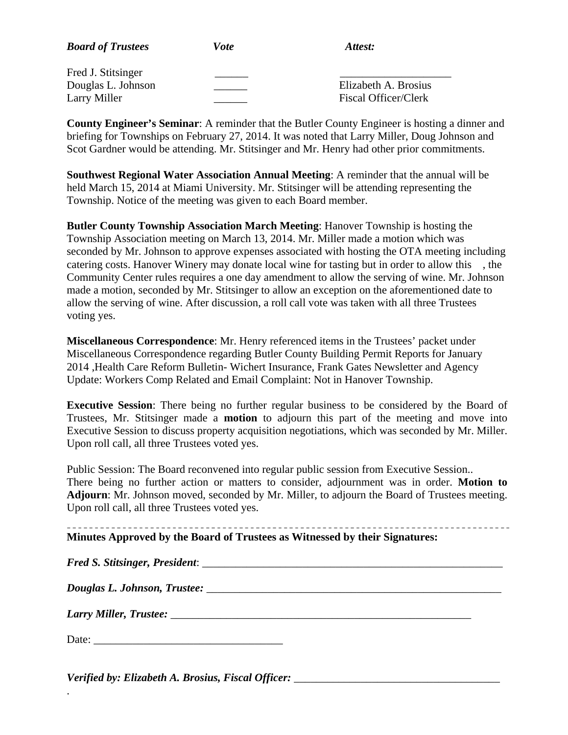| ***Board of Trustees*** | ***Vote*** | ***Attest:*** |
|---|---|---|
| Fred J. Stitsinger | ______ | ____________________ |
| Douglas L. Johnson | ______ | Elizabeth A. Brosius |
| Larry Miller | ______ | Fiscal Officer/Clerk |

**County Engineer's Seminar**: A reminder that the Butler County Engineer is hosting a dinner and briefing for Townships on February 27, 2014. It was noted that Larry Miller, Doug Johnson and Scot Gardner would be attending. Mr. Stitsinger and Mr. Henry had other prior commitments.

**Southwest Regional Water Association Annual Meeting**: A reminder that the annual will be held March 15, 2014 at Miami University. Mr. Stitsinger will be attending representing the Township. Notice of the meeting was given to each Board member.

**Butler County Township Association March Meeting**: Hanover Township is hosting the Township Association meeting on March 13, 2014. Mr. Miller made a motion which was seconded by Mr. Johnson to approve expenses associated with hosting the OTA meeting including catering costs. Hanover Winery may donate local wine for tasting but in order to allow this , the Community Center rules requires a one day amendment to allow the serving of wine. Mr. Johnson made a motion, seconded by Mr. Stitsinger to allow an exception on the aforementioned date to allow the serving of wine. After discussion, a roll call vote was taken with all three Trustees voting yes.

**Miscellaneous Correspondence**: Mr. Henry referenced items in the Trustees' packet under Miscellaneous Correspondence regarding Butler County Building Permit Reports for January 2014 ,Health Care Reform Bulletin- Wichert Insurance, Frank Gates Newsletter and Agency Update: Workers Comp Related and Email Complaint: Not in Hanover Township.

**Executive Session**: There being no further regular business to be considered by the Board of Trustees, Mr. Stitsinger made a **motion** to adjourn this part of the meeting and move into Executive Session to discuss property acquisition negotiations, which was seconded by Mr. Miller. Upon roll call, all three Trustees voted yes.

Public Session: The Board reconvened into regular public session from Executive Session..
There being no further action or matters to consider, adjournment was in order. **Motion to Adjourn**: Mr. Johnson moved, seconded by Mr. Miller, to adjourn the Board of Trustees meeting. Upon roll call, all three Trustees voted yes.

---

**Minutes Approved by the Board of Trustees as Witnessed by their Signatures:**

***Fred S. Stitsinger, President***: ________________________________________________________

***Douglas L. Johnson, Trustee:*** ________________________________________________________

***Larry Miller, Trustee:*** ________________________________________________________

Date: ___________________________________

***Verified by: Elizabeth A. Brosius, Fiscal Officer:*** _____________________________________

.